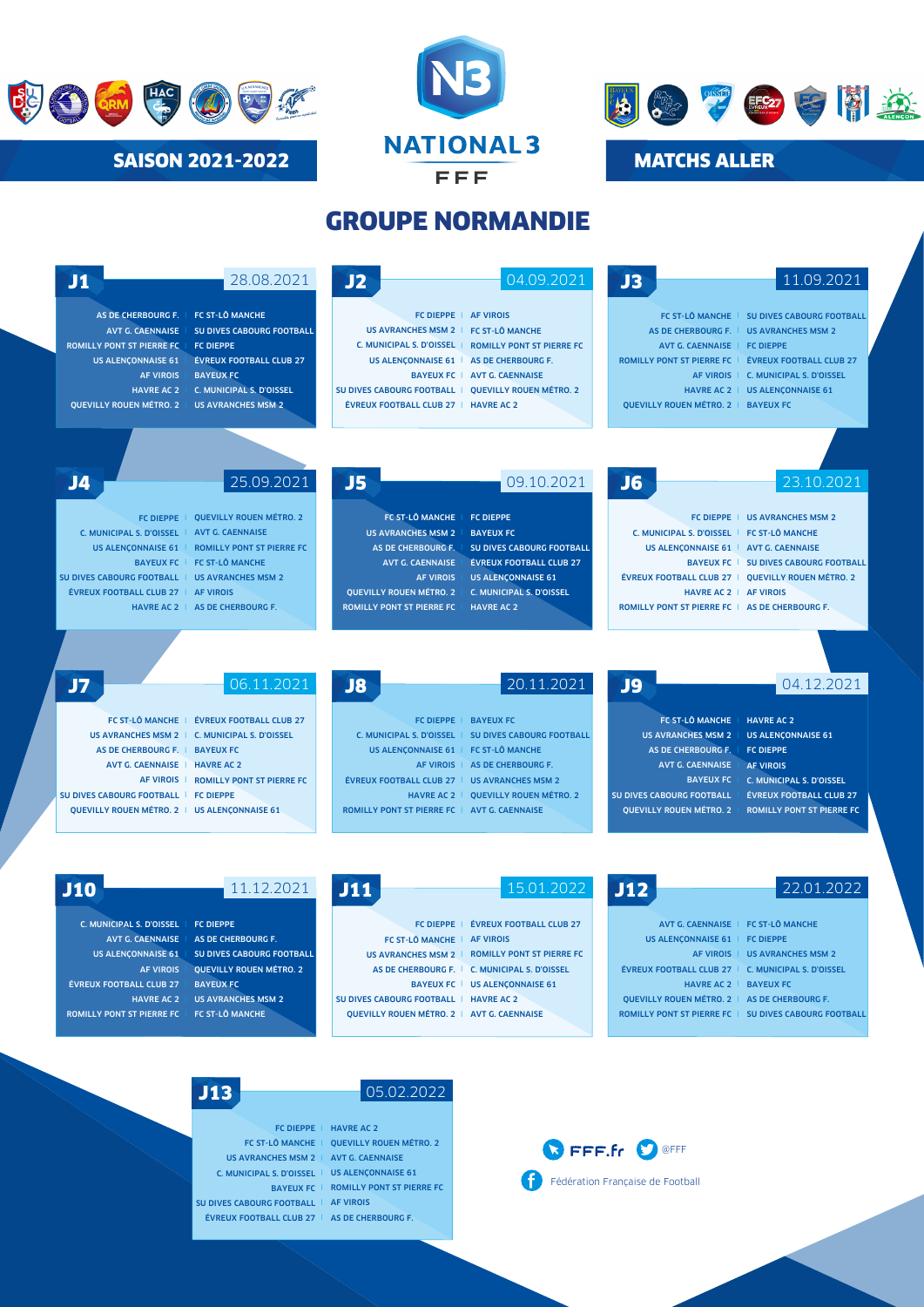# NATIONAL 3

FFF

## SAISON 2021-2022

## MATCHS ALLER

# GROUPE NORMANDIE

### J1 — 28.08.2021

| | |
|---|---|
| AS DE CHERBOURG F. | FC ST-LÔ MANCHE |
| AVT G. CAENNAISE | SU DIVES CABOURG FOOTBALL |
| ROMILLY PONT ST PIERRE FC | FC DIEPPE |
| US ALENÇONNAISE 61 | ÉVREUX FOOTBALL CLUB 27 |
| AF VIROIS | BAYEUX FC |
| HAVRE AC 2 | C. MUNICIPAL S. D'OISSEL |
| QUEVILLY ROUEN MÉTRO. 2 | US AVRANCHES MSM 2 |

### J2 — 04.09.2021

| | |
|---|---|
| FC DIEPPE | AF VIROIS |
| US AVRANCHES MSM 2 | FC ST-LÔ MANCHE |
| C. MUNICIPAL S. D'OISSEL | ROMILLY PONT ST PIERRE FC |
| US ALENÇONNAISE 61 | AS DE CHERBOURG F. |
| BAYEUX FC | AVT G. CAENNAISE |
| SU DIVES CABOURG FOOTBALL | QUEVILLY ROUEN MÉTRO. 2 |
| ÉVREUX FOOTBALL CLUB 27 | HAVRE AC 2 |

### J3 — 11.09.2021

| | |
|---|---|
| FC ST-LÔ MANCHE | SU DIVES CABOURG FOOTBALL |
| AS DE CHERBOURG F. | US AVRANCHES MSM 2 |
| AVT G. CAENNAISE | FC DIEPPE |
| ROMILLY PONT ST PIERRE FC | ÉVREUX FOOTBALL CLUB 27 |
| AF VIROIS | C. MUNICIPAL S. D'OISSEL |
| HAVRE AC 2 | US ALENÇONNAISE 61 |
| QUEVILLY ROUEN MÉTRO. 2 | BAYEUX FC |

### J4 — 25.09.2021

| | |
|---|---|
| FC DIEPPE | QUEVILLY ROUEN MÉTRO. 2 |
| C. MUNICIPAL S. D'OISSEL | AVT G. CAENNAISE |
| US ALENÇONNAISE 61 | ROMILLY PONT ST PIERRE FC |
| BAYEUX FC | FC ST-LÔ MANCHE |
| SU DIVES CABOURG FOOTBALL | US AVRANCHES MSM 2 |
| ÉVREUX FOOTBALL CLUB 27 | AF VIROIS |
| HAVRE AC 2 | AS DE CHERBOURG F. |

### J5 — 09.10.2021

| | |
|---|---|
| FC ST-LÔ MANCHE | FC DIEPPE |
| US AVRANCHES MSM 2 | BAYEUX FC |
| AS DE CHERBOURG F. | SU DIVES CABOURG FOOTBALL |
| AVT G. CAENNAISE | ÉVREUX FOOTBALL CLUB 27 |
| AF VIROIS | US ALENÇONNAISE 61 |
| QUEVILLY ROUEN MÉTRO. 2 | C. MUNICIPAL S. D'OISSEL |
| ROMILLY PONT ST PIERRE FC | HAVRE AC 2 |

### J6 — 23.10.2021

| | |
|---|---|
| FC DIEPPE | US AVRANCHES MSM 2 |
| C. MUNICIPAL S. D'OISSEL | FC ST-LÔ MANCHE |
| US ALENÇONNAISE 61 | AVT G. CAENNAISE |
| BAYEUX FC | SU DIVES CABOURG FOOTBALL |
| ÉVREUX FOOTBALL CLUB 27 | QUEVILLY ROUEN MÉTRO. 2 |
| HAVRE AC 2 | AF VIROIS |
| ROMILLY PONT ST PIERRE FC | AS DE CHERBOURG F. |

### J7 — 06.11.2021

| | |
|---|---|
| FC ST-LÔ MANCHE | ÉVREUX FOOTBALL CLUB 27 |
| US AVRANCHES MSM 2 | C. MUNICIPAL S. D'OISSEL |
| AS DE CHERBOURG F. | BAYEUX FC |
| AVT G. CAENNAISE | HAVRE AC 2 |
| AF VIROIS | ROMILLY PONT ST PIERRE FC |
| SU DIVES CABOURG FOOTBALL | FC DIEPPE |
| QUEVILLY ROUEN MÉTRO. 2 | US ALENÇONNAISE 61 |

### J8 — 20.11.2021

| | |
|---|---|
| FC DIEPPE | BAYEUX FC |
| C. MUNICIPAL S. D'OISSEL | SU DIVES CABOURG FOOTBALL |
| US ALENÇONNAISE 61 | FC ST-LÔ MANCHE |
| AF VIROIS | AS DE CHERBOURG F. |
| ÉVREUX FOOTBALL CLUB 27 | US AVRANCHES MSM 2 |
| HAVRE AC 2 | QUEVILLY ROUEN MÉTRO. 2 |
| ROMILLY PONT ST PIERRE FC | AVT G. CAENNAISE |

### J9 — 04.12.2021

| | |
|---|---|
| FC ST-LÔ MANCHE | HAVRE AC 2 |
| US AVRANCHES MSM 2 | US ALENÇONNAISE 61 |
| AS DE CHERBOURG F. | FC DIEPPE |
| AVT G. CAENNAISE | AF VIROIS |
| BAYEUX FC | C. MUNICIPAL S. D'OISSEL |
| SU DIVES CABOURG FOOTBALL | ÉVREUX FOOTBALL CLUB 27 |
| QUEVILLY ROUEN MÉTRO. 2 | ROMILLY PONT ST PIERRE FC |

### J10 — 11.12.2021

| | |
|---|---|
| C. MUNICIPAL S. D'OISSEL | FC DIEPPE |
| AVT G. CAENNAISE | AS DE CHERBOURG F. |
| US ALENÇONNAISE 61 | SU DIVES CABOURG FOOTBALL |
| AF VIROIS | QUEVILLY ROUEN MÉTRO. 2 |
| ÉVREUX FOOTBALL CLUB 27 | BAYEUX FC |
| HAVRE AC 2 | US AVRANCHES MSM 2 |
| ROMILLY PONT ST PIERRE FC | FC ST-LÔ MANCHE |

### J11 — 15.01.2022

| | |
|---|---|
| FC DIEPPE | ÉVREUX FOOTBALL CLUB 27 |
| FC ST-LÔ MANCHE | AF VIROIS |
| US AVRANCHES MSM 2 | ROMILLY PONT ST PIERRE FC |
| AS DE CHERBOURG F. | C. MUNICIPAL S. D'OISSEL |
| BAYEUX FC | US ALENÇONNAISE 61 |
| SU DIVES CABOURG FOOTBALL | HAVRE AC 2 |
| QUEVILLY ROUEN MÉTRO. 2 | AVT G. CAENNAISE |

### J12 — 22.01.2022

| | |
|---|---|
| AVT G. CAENNAISE | FC ST-LÔ MANCHE |
| US ALENÇONNAISE 61 | FC DIEPPE |
| AF VIROIS | US AVRANCHES MSM 2 |
| ÉVREUX FOOTBALL CLUB 27 | C. MUNICIPAL S. D'OISSEL |
| HAVRE AC 2 | BAYEUX FC |
| QUEVILLY ROUEN MÉTRO. 2 | AS DE CHERBOURG F. |
| ROMILLY PONT ST PIERRE FC | SU DIVES CABOURG FOOTBALL |

### J13 — 05.02.2022

| | |
|---|---|
| FC DIEPPE | HAVRE AC 2 |
| FC ST-LÔ MANCHE | QUEVILLY ROUEN MÉTRO. 2 |
| US AVRANCHES MSM 2 | AVT G. CAENNAISE |
| C. MUNICIPAL S. D'OISSEL | US ALENÇONNAISE 61 |
| BAYEUX FC | ROMILLY PONT ST PIERRE FC |
| SU DIVES CABOURG FOOTBALL | AF VIROIS |
| ÉVREUX FOOTBALL CLUB 27 | AS DE CHERBOURG F. |

FFF.fr — @FFF

Fédération Française de Football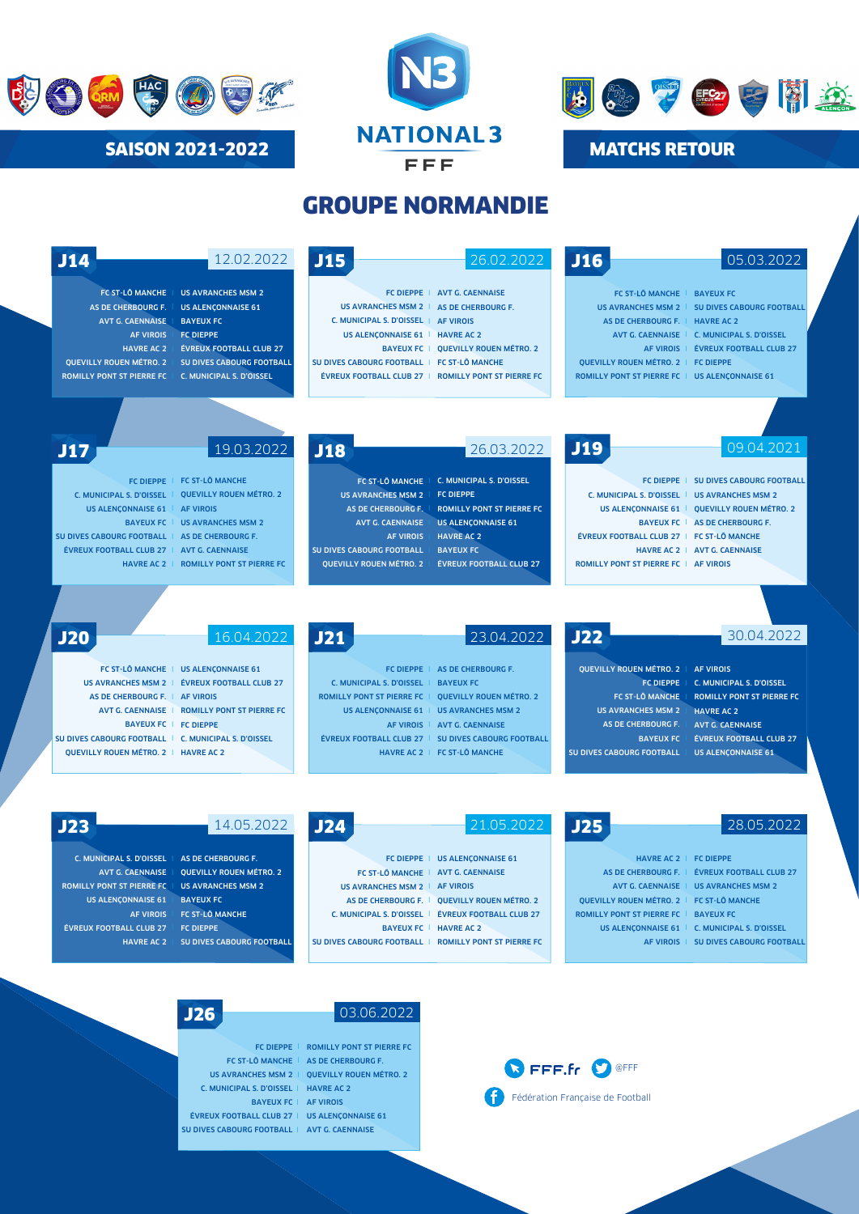**SAISON 2021-2022**

**NATIONAL 3**

**FFF**

**MATCHS RETOUR**

# GROUPE NORMANDIE

## J14 — 12.02.2022

| | |
|---|---|
| FC ST-LÔ MANCHE | US AVRANCHES MSM 2 |
| AS DE CHERBOURG F. | US ALENÇONNAISE 61 |
| AVT G. CAENNAISE | BAYEUX FC |
| AF VIROIS | FC DIEPPE |
| HAVRE AC 2 | ÉVREUX FOOTBALL CLUB 27 |
| QUEVILLY ROUEN MÉTRO. 2 | SU DIVES CABOURG FOOTBALL |
| ROMILLY PONT ST PIERRE FC | C. MUNICIPAL S. D'OISSEL |

## J15 — 26.02.2022

| | |
|---|---|
| FC DIEPPE | AVT G. CAENNAISE |
| US AVRANCHES MSM 2 | AS DE CHERBOURG F. |
| C. MUNICIPAL S. D'OISSEL | AF VIROIS |
| US ALENÇONNAISE 61 | HAVRE AC 2 |
| BAYEUX FC | QUEVILLY ROUEN MÉTRO. 2 |
| SU DIVES CABOURG FOOTBALL | FC ST-LÔ MANCHE |
| ÉVREUX FOOTBALL CLUB 27 | ROMILLY PONT ST PIERRE FC |

## J16 — 05.03.2022

| | |
|---|---|
| FC ST-LÔ MANCHE | BAYEUX FC |
| US AVRANCHES MSM 2 | SU DIVES CABOURG FOOTBALL |
| AS DE CHERBOURG F. | HAVRE AC 2 |
| AVT G. CAENNAISE | C. MUNICIPAL S. D'OISSEL |
| AF VIROIS | ÉVREUX FOOTBALL CLUB 27 |
| QUEVILLY ROUEN MÉTRO. 2 | FC DIEPPE |
| ROMILLY PONT ST PIERRE FC | US ALENÇONNAISE 61 |

## J17 — 19.03.2022

| | |
|---|---|
| FC DIEPPE | FC ST-LÔ MANCHE |
| C. MUNICIPAL S. D'OISSEL | QUEVILLY ROUEN MÉTRO. 2 |
| US ALENÇONNAISE 61 | AF VIROIS |
| BAYEUX FC | US AVRANCHES MSM 2 |
| SU DIVES CABOURG FOOTBALL | AS DE CHERBOURG F. |
| ÉVREUX FOOTBALL CLUB 27 | AVT G. CAENNAISE |
| HAVRE AC 2 | ROMILLY PONT ST PIERRE FC |

## J18 — 26.03.2022

| | |
|---|---|
| FC ST-LÔ MANCHE | C. MUNICIPAL S. D'OISSEL |
| US AVRANCHES MSM 2 | FC DIEPPE |
| AS DE CHERBOURG F. | ROMILLY PONT ST PIERRE FC |
| AVT G. CAENNAISE | US ALENÇONNAISE 61 |
| AF VIROIS | HAVRE AC 2 |
| SU DIVES CABOURG FOOTBALL | BAYEUX FC |
| QUEVILLY ROUEN MÉTRO. 2 | ÉVREUX FOOTBALL CLUB 27 |

## J19 — 09.04.2021

| | |
|---|---|
| FC DIEPPE | SU DIVES CABOURG FOOTBALL |
| C. MUNICIPAL S. D'OISSEL | US AVRANCHES MSM 2 |
| US ALENÇONNAISE 61 | QUEVILLY ROUEN MÉTRO. 2 |
| BAYEUX FC | AS DE CHERBOURG F. |
| ÉVREUX FOOTBALL CLUB 27 | FC ST-LÔ MANCHE |
| HAVRE AC 2 | AVT G. CAENNAISE |
| ROMILLY PONT ST PIERRE FC | AF VIROIS |

## J20 — 16.04.2022

| | |
|---|---|
| FC ST-LÔ MANCHE | US ALENÇONNAISE 61 |
| US AVRANCHES MSM 2 | ÉVREUX FOOTBALL CLUB 27 |
| AS DE CHERBOURG F. | AF VIROIS |
| AVT G. CAENNAISE | ROMILLY PONT ST PIERRE FC |
| BAYEUX FC | FC DIEPPE |
| SU DIVES CABOURG FOOTBALL | C. MUNICIPAL S. D'OISSEL |
| QUEVILLY ROUEN MÉTRO. 2 | HAVRE AC 2 |

## J21 — 23.04.2022

| | |
|---|---|
| FC DIEPPE | AS DE CHERBOURG F. |
| C. MUNICIPAL S. D'OISSEL | BAYEUX FC |
| ROMILLY PONT ST PIERRE FC | QUEVILLY ROUEN MÉTRO. 2 |
| US ALENÇONNAISE 61 | US AVRANCHES MSM 2 |
| AF VIROIS | AVT G. CAENNAISE |
| ÉVREUX FOOTBALL CLUB 27 | SU DIVES CABOURG FOOTBALL |
| HAVRE AC 2 | FC ST-LÔ MANCHE |

## J22 — 30.04.2022

| | |
|---|---|
| QUEVILLY ROUEN MÉTRO. 2 | AF VIROIS |
| FC DIEPPE | C. MUNICIPAL S. D'OISSEL |
| FC ST-LÔ MANCHE | ROMILLY PONT ST PIERRE FC |
| US AVRANCHES MSM 2 | HAVRE AC 2 |
| AS DE CHERBOURG F. | AVT G. CAENNAISE |
| BAYEUX FC | ÉVREUX FOOTBALL CLUB 27 |
| SU DIVES CABOURG FOOTBALL | US ALENÇONNAISE 61 |

## J23 — 14.05.2022

| | |
|---|---|
| C. MUNICIPAL S. D'OISSEL | AS DE CHERBOURG F. |
| AVT G. CAENNAISE | QUEVILLY ROUEN MÉTRO. 2 |
| ROMILLY PONT ST PIERRE FC | US AVRANCHES MSM 2 |
| US ALENÇONNAISE 61 | BAYEUX FC |
| AF VIROIS | FC ST-LÔ MANCHE |
| ÉVREUX FOOTBALL CLUB 27 | FC DIEPPE |
| HAVRE AC 2 | SU DIVES CABOURG FOOTBALL |

## J24 — 21.05.2022

| | |
|---|---|
| FC DIEPPE | US ALENÇONNAISE 61 |
| FC ST-LÔ MANCHE | AVT G. CAENNAISE |
| US AVRANCHES MSM 2 | AF VIROIS |
| AS DE CHERBOURG F. | QUEVILLY ROUEN MÉTRO. 2 |
| C. MUNICIPAL S. D'OISSEL | ÉVREUX FOOTBALL CLUB 27 |
| BAYEUX FC | HAVRE AC 2 |
| SU DIVES CABOURG FOOTBALL | ROMILLY PONT ST PIERRE FC |

## J25 — 28.05.2022

| | |
|---|---|
| HAVRE AC 2 | FC DIEPPE |
| AS DE CHERBOURG F. | ÉVREUX FOOTBALL CLUB 27 |
| AVT G. CAENNAISE | US AVRANCHES MSM 2 |
| QUEVILLY ROUEN MÉTRO. 2 | FC ST-LÔ MANCHE |
| ROMILLY PONT ST PIERRE FC | BAYEUX FC |
| US ALENÇONNAISE 61 | C. MUNICIPAL S. D'OISSEL |
| AF VIROIS | SU DIVES CABOURG FOOTBALL |

## J26 — 03.06.2022

| | |
|---|---|
| FC DIEPPE | ROMILLY PONT ST PIERRE FC |
| FC ST-LÔ MANCHE | AS DE CHERBOURG F. |
| US AVRANCHES MSM 2 | QUEVILLY ROUEN MÉTRO. 2 |
| C. MUNICIPAL S. D'OISSEL | HAVRE AC 2 |
| BAYEUX FC | AF VIROIS |
| ÉVREUX FOOTBALL CLUB 27 | US ALENÇONNAISE 61 |
| SU DIVES CABOURG FOOTBALL | AVT G. CAENNAISE |

FFF.fr  @FFF

Fédération Française de Football